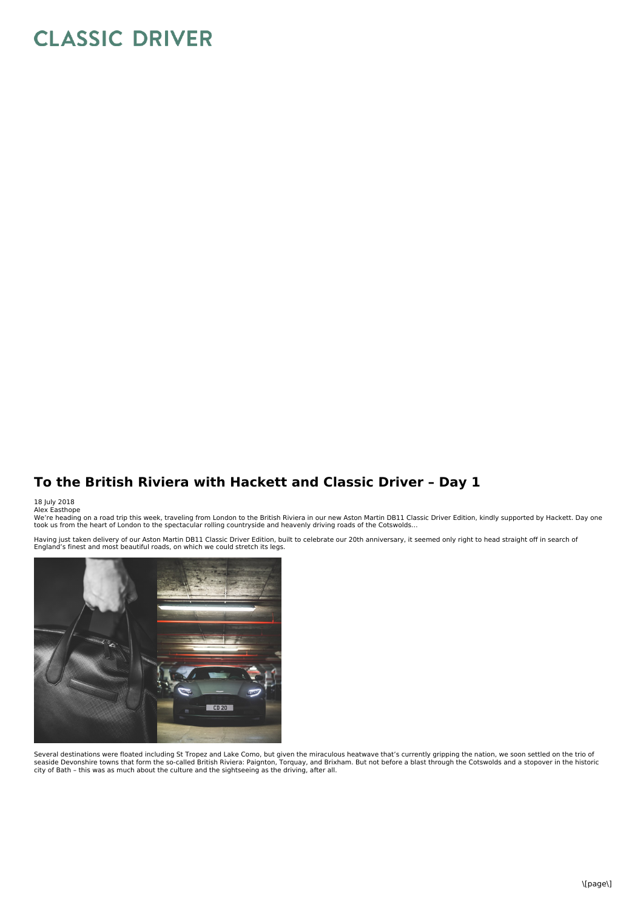# To the British Riviera with Hackett and Classic Driver – Day 1

18 July 2018
Alex Easthope

We're heading on a road trip this week, traveling from London to the British Riviera in our new Aston Martin DB11 Classic Driver Edition, kindly supported by Hackett. Day one took us from the heart of London to the spectacular rolling countryside and heavenly driving roads of the Cotswolds...

Having just taken delivery of our Aston Martin DB11 Classic Driver Edition, built to celebrate our 20th anniversary, it seemed only right to head straight off in search of England's finest and most beautiful roads, on which we could stretch its legs.

Several destinations were floated including St Tropez and Lake Como, but given the miraculous heatwave that's currently gripping the nation, we soon settled on the trio of seaside Devonshire towns that form the so-called British Riviera: Paignton, Torquay, and Brixham. But not before a blast through the Cotswolds and a stopover in the historic city of Bath – this was as much about the culture and the sightseeing as the driving, after all.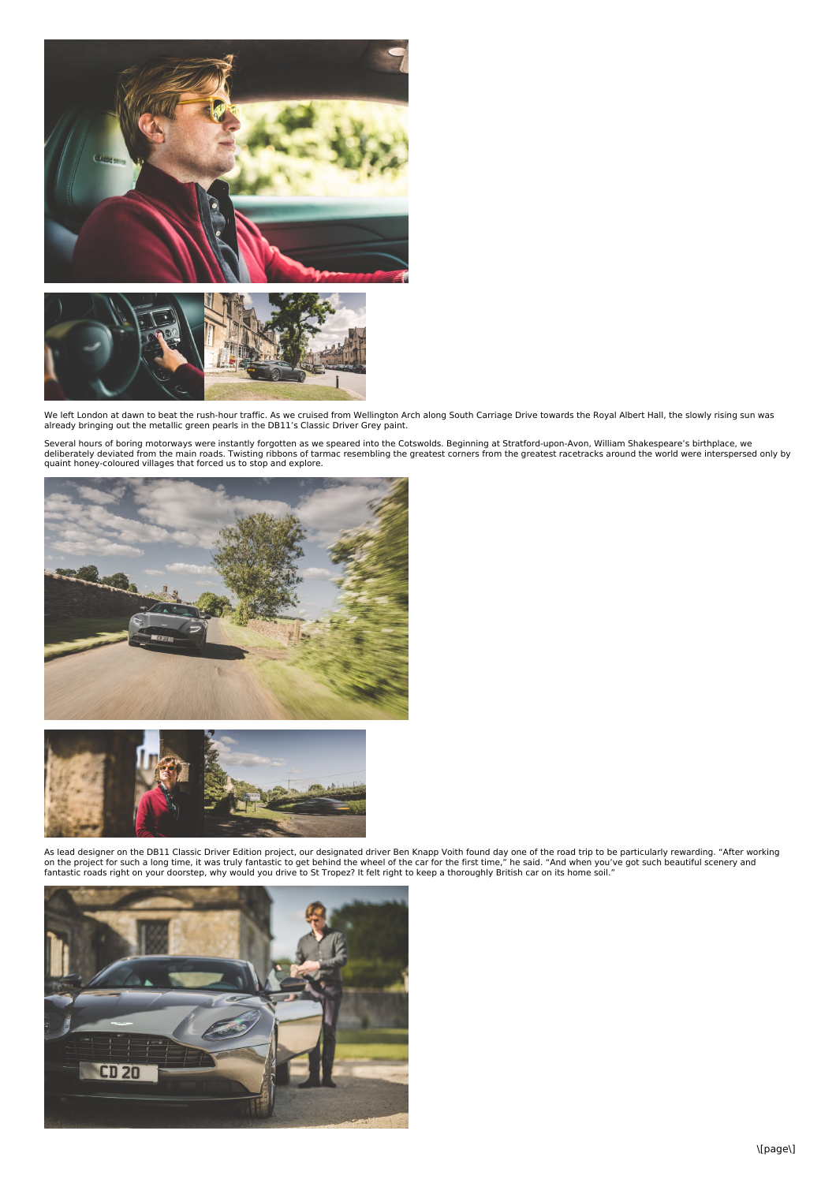We left London at dawn to beat the rush-hour traffic. As we cruised from Wellington Arch along South Carriage Drive towards the Royal Albert Hall, the slowly rising sun was already bringing out the metallic green pearls in the DB11's Classic Driver Grey paint.

Several hours of boring motorways were instantly forgotten as we speared into the Cotswolds. Beginning at Stratford-upon-Avon, William Shakespeare's birthplace, we deliberately deviated from the main roads. Twisting ribbons of tarmac resembling the greatest corners from the greatest racetracks around the world were interspersed only by quaint honey-coloured villages that forced us to stop and explore.

As lead designer on the DB11 Classic Driver Edition project, our designated driver Ben Knapp Voith found day one of the road trip to be particularly rewarding. "After working on the project for such a long time, it was truly fantastic to get behind the wheel of the car for the first time," he said. "And when you've got such beautiful scenery and fantastic roads right on your doorstep, why would you drive to St Tropez? It felt right to keep a thoroughly British car on its home soil."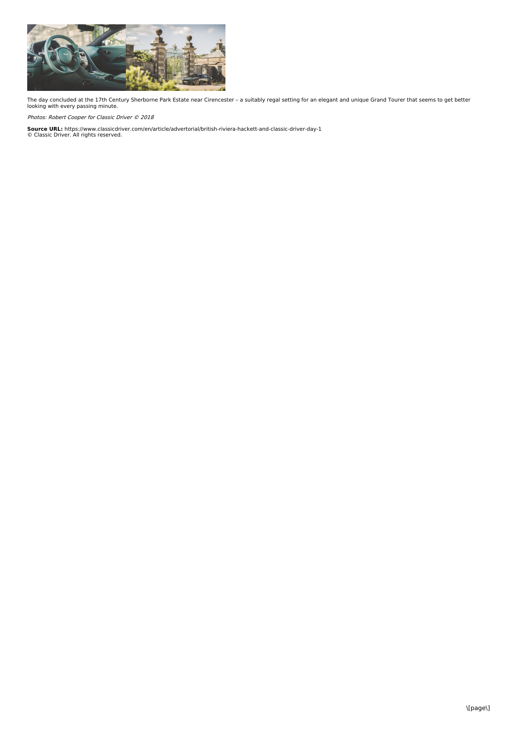The day concluded at the 17th Century Sherborne Park Estate near Cirencester – a suitably regal setting for an elegant and unique Grand Tourer that seems to get better looking with every passing minute.

*Photos: Robert Cooper for Classic Driver © 2018*

**Source URL:** https://www.classicdriver.com/en/article/advertorial/british-riviera-hackett-and-classic-driver-day-1
© Classic Driver. All rights reserved.